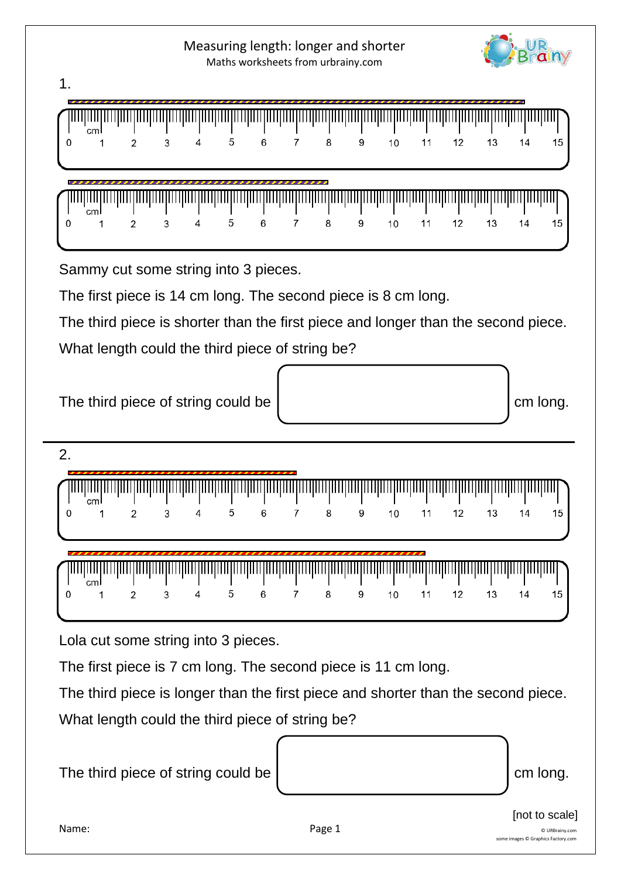# Measuring length: longer and shorter

Maths worksheets from urbrainy.com

1.

Sammy cut some string into 3 pieces.

The first piece is 14 cm long. The second piece is 8 cm long.

The third piece is shorter than the first piece and longer than the second piece.

What length could the third piece of string be?

The third piece of string could be ______ cm long.

2.

Lola cut some string into 3 pieces.

The first piece is 7 cm long. The second piece is 11 cm long.

The third piece is longer than the first piece and shorter than the second piece.

What length could the third piece of string be?

The third piece of string could be ______ cm long.

[not to scale]

Name: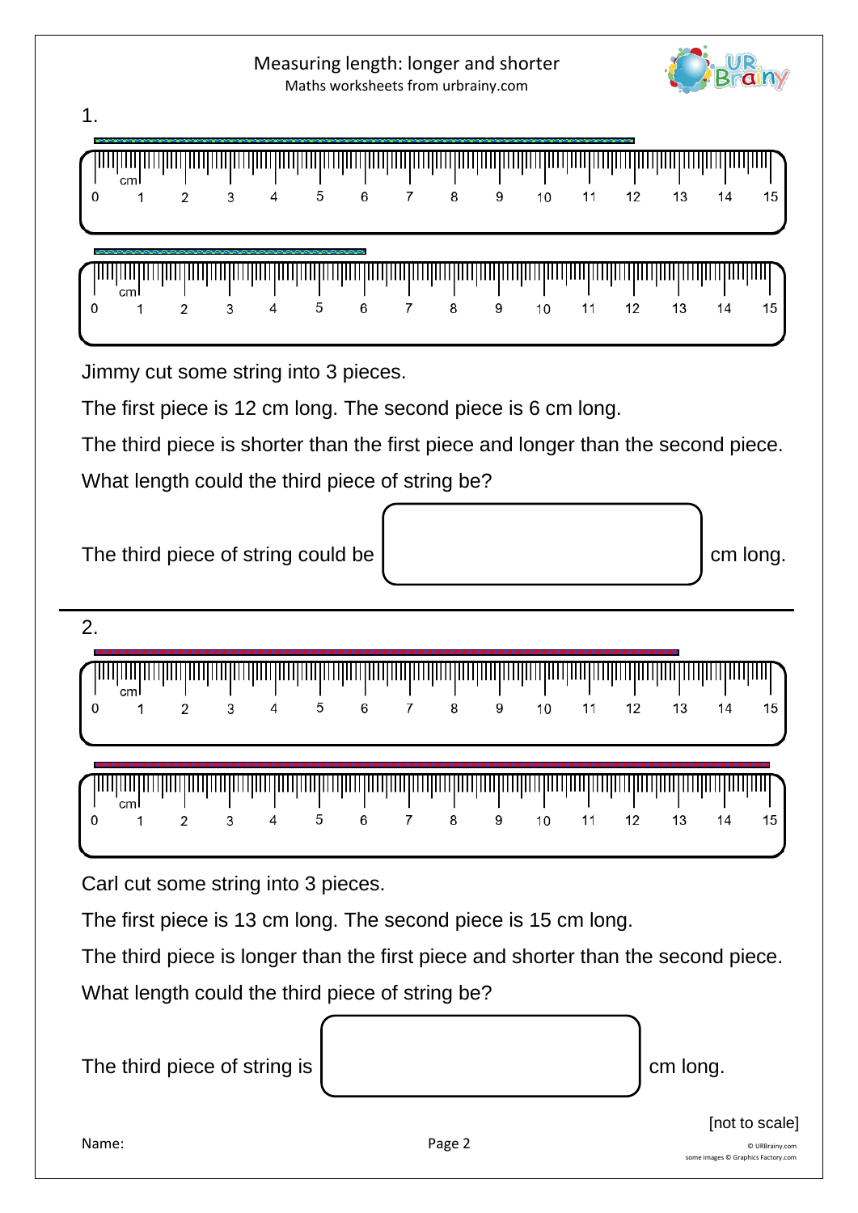# Measuring length: longer and shorter

Maths worksheets from urbrainy.com

1.

Jimmy cut some string into 3 pieces.

The first piece is 12 cm long. The second piece is 6 cm long.

The third piece is shorter than the first piece and longer than the second piece.

What length could the third piece of string be?

The third piece of string could be [ &nbsp;&nbsp;&nbsp;&nbsp;&nbsp;&nbsp;&nbsp;&nbsp; ] cm long.

---

2.

Carl cut some string into 3 pieces.

The first piece is 13 cm long. The second piece is 15 cm long.

The third piece is longer than the first piece and shorter than the second piece.

What length could the third piece of string be?

The third piece of string is [ &nbsp;&nbsp;&nbsp;&nbsp;&nbsp;&nbsp;&nbsp;&nbsp; ] cm long.

[not to scale]

Name: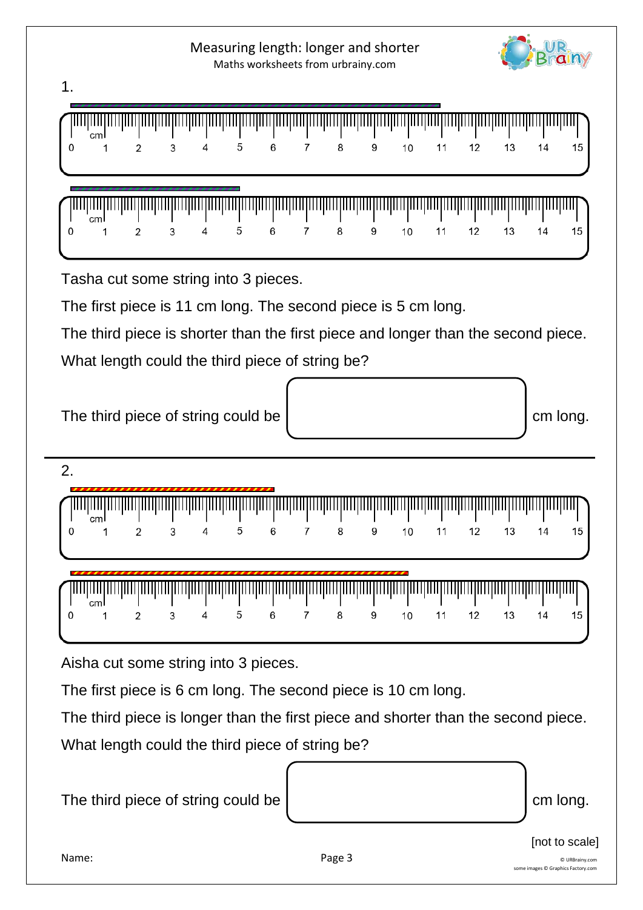# Measuring length: longer and shorter

Maths worksheets from urbrainy.com

1.

cm
0 1 2 3 4 5 6 7 8 9 10 11 12 13 14 15

cm
0 1 2 3 4 5 6 7 8 9 10 11 12 13 14 15

Tasha cut some string into 3 pieces.

The first piece is 11 cm long. The second piece is 5 cm long.

The third piece is shorter than the first piece and longer than the second piece.

What length could the third piece of string be?

The third piece of string could be ______ cm long.

---

2.

cm
0 1 2 3 4 5 6 7 8 9 10 11 12 13 14 15

cm
0 1 2 3 4 5 6 7 8 9 10 11 12 13 14 15

Aisha cut some string into 3 pieces.

The first piece is 6 cm long. The second piece is 10 cm long.

The third piece is longer than the first piece and shorter than the second piece.

What length could the third piece of string be?

The third piece of string could be ______ cm long.

[not to scale]

Name: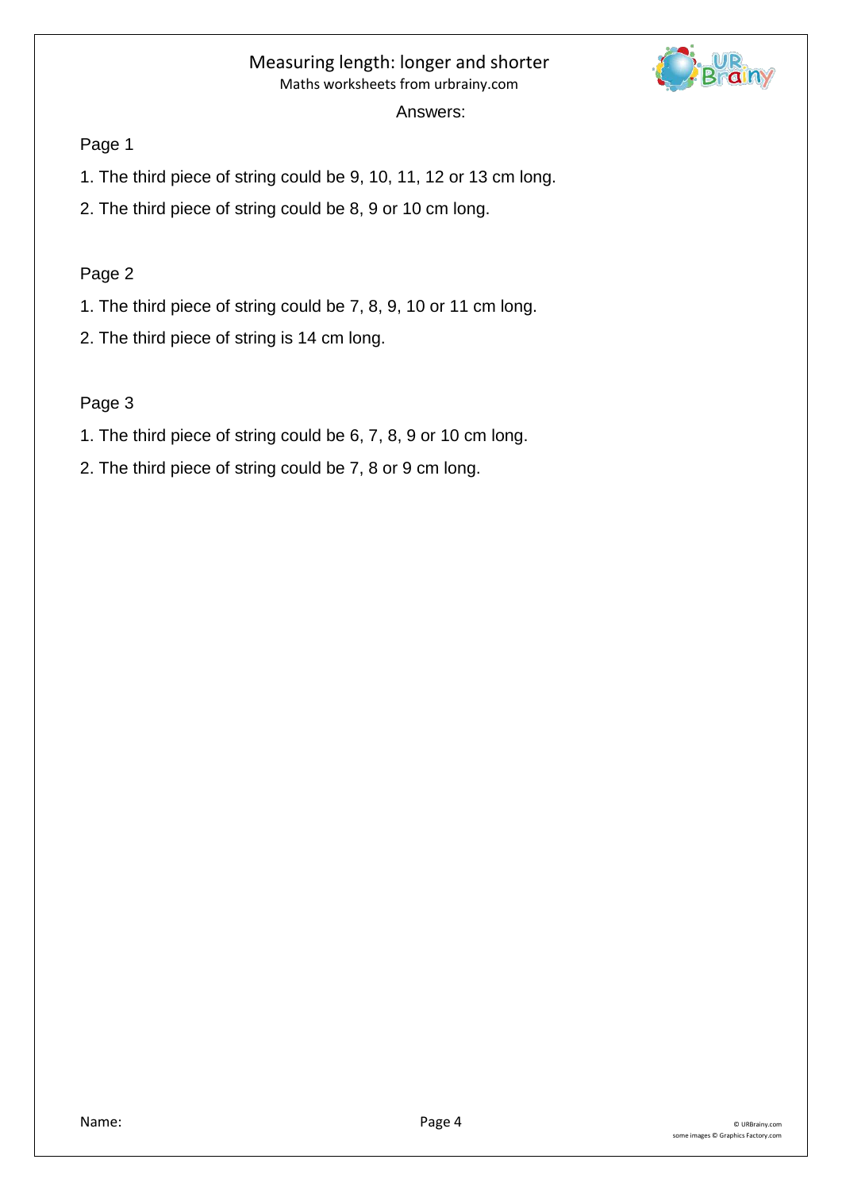# Measuring length: longer and shorter

Maths worksheets from urbrainy.com

Answers:

Page 1

1. The third piece of string could be 9, 10, 11, 12 or 13 cm long.
2. The third piece of string could be 8, 9 or 10 cm long.

Page 2

1. The third piece of string could be 7, 8, 9, 10 or 11 cm long.
2. The third piece of string is 14 cm long.

Page 3

1. The third piece of string could be 6, 7, 8, 9 or 10 cm long.
2. The third piece of string could be 7, 8 or 9 cm long.

Name: